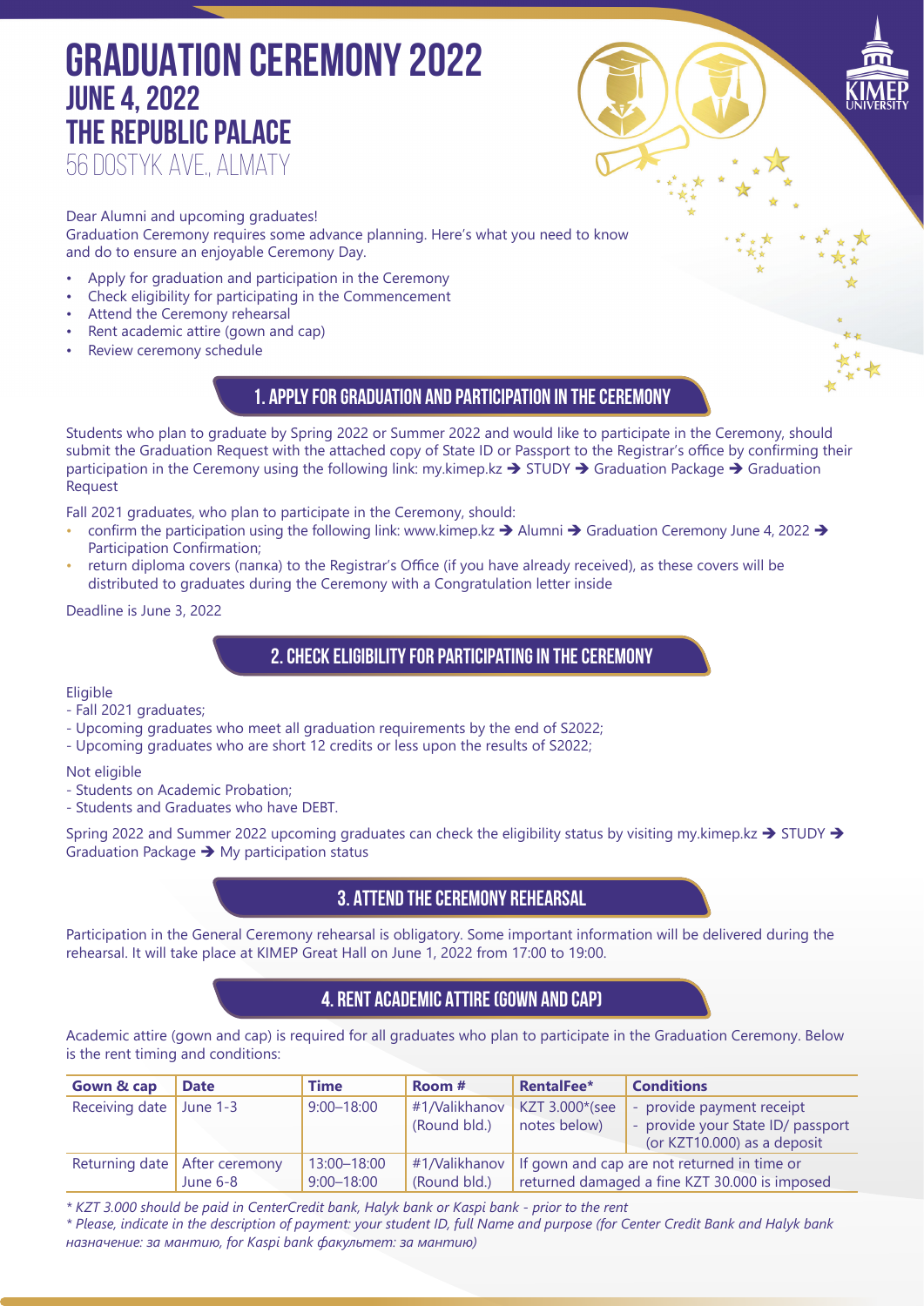# GRADUATION CEREMONY 2022
## JUNE 4, 2022
## THE REPUBLIC PALACE
56 DOSTYK AVE., ALMATY

Dear Alumni and upcoming graduates!
Graduation Ceremony requires some advance planning. Here's what you need to know and do to ensure an enjoyable Ceremony Day.

- Apply for graduation and participation in the Ceremony
- Check eligibility for participating in the Commencement
- Attend the Ceremony rehearsal
- Rent academic attire (gown and cap)
- Review ceremony schedule

## 1. APPLY FOR GRADUATION AND PARTICIPATION IN THE CEREMONY

Students who plan to graduate by Spring 2022 or Summer 2022 and would like to participate in the Ceremony, should submit the Graduation Request with the attached copy of State ID or Passport to the Registrar's office by confirming their participation in the Ceremony using the following link: my.kimep.kz ➔ STUDY ➔ Graduation Package ➔ Graduation Request

Fall 2021 graduates, who plan to participate in the Ceremony, should:

- confirm the participation using the following link: www.kimep.kz ➔ Alumni ➔ Graduation Ceremony June 4, 2022 ➔ Participation Confirmation;
- return diploma covers (папка) to the Registrar's Office (if you have already received), as these covers will be distributed to graduates during the Ceremony with a Congratulation letter inside

Deadline is June 3, 2022

## 2. CHECK ELIGIBILITY FOR PARTICIPATING IN THE CEREMONY

Eligible
- Fall 2021 graduates;
- Upcoming graduates who meet all graduation requirements by the end of S2022;
- Upcoming graduates who are short 12 credits or less upon the results of S2022;

Not eligible
- Students on Academic Probation;
- Students and Graduates who have DEBT.

Spring 2022 and Summer 2022 upcoming graduates can check the eligibility status by visiting my.kimep.kz ➔ STUDY ➔ Graduation Package ➔ My participation status

## 3. ATTEND THE CEREMONY REHEARSAL

Participation in the General Ceremony rehearsal is obligatory. Some important information will be delivered during the rehearsal. It will take place at KIMEP Great Hall on June 1, 2022 from 17:00 to 19:00.

## 4. RENT ACADEMIC ATTIRE (GOWN AND CAP)

Academic attire (gown and cap) is required for all graduates who plan to participate in the Graduation Ceremony. Below is the rent timing and conditions:

| Gown & cap | Date | Time | Room # | RentalFee* | Conditions |
|---|---|---|---|---|---|
| Receiving date | June 1-3 | 9:00–18:00 | #1/Valikhanov (Round bld.) | KZT 3.000*(see notes below) | - provide payment receipt<br>- provide your State ID/ passport (or KZT10.000) as a deposit |
| Returning date | After ceremony<br>June 6-8 | 13:00–18:00<br>9:00–18:00 | #1/Valikhanov (Round bld.) | If gown and cap are not returned in time or returned damaged a fine KZT 30.000 is imposed | |

*\* KZT 3.000 should be paid in CenterCredit bank, Halyk bank or Kaspi bank - prior to the rent*

*\* Please, indicate in the description of payment: your student ID, full Name and purpose (for Center Credit Bank and Halyk bank назначение: за мантию, for Kaspi bank факультет: за мантию)*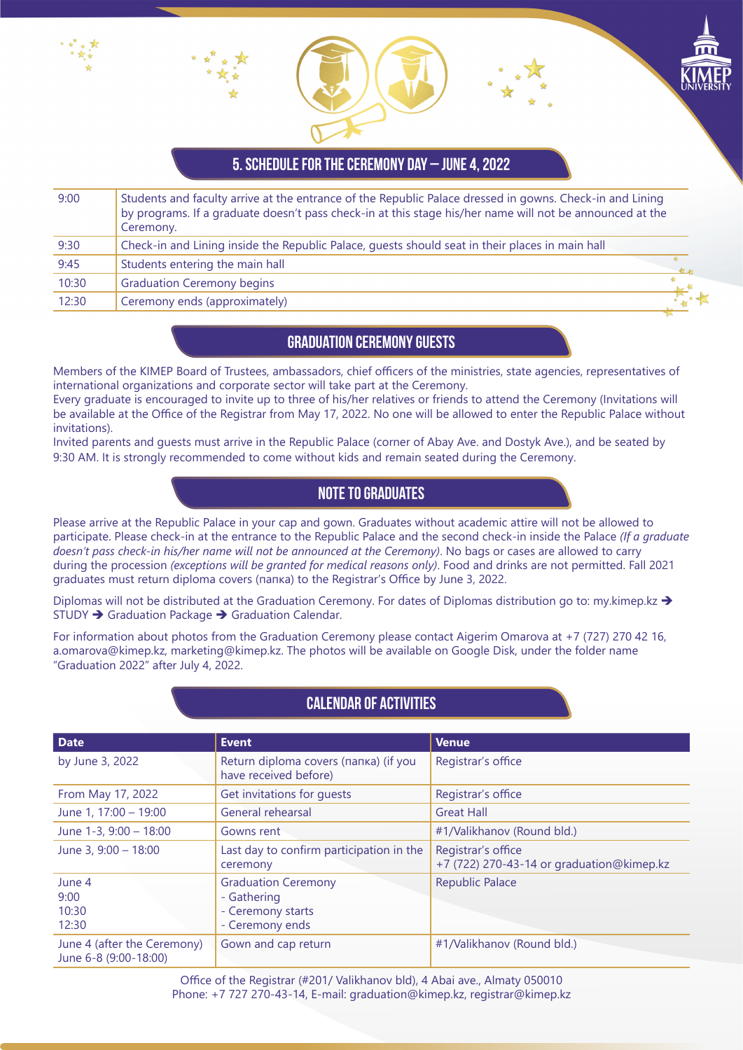## 5. SCHEDULE FOR THE CEREMONY DAY – JUNE 4, 2022

| | |
|---|---|
| 9:00 | Students and faculty arrive at the entrance of the Republic Palace dressed in gowns. Check-in and Lining by programs. If a graduate doesn't pass check-in at this stage his/her name will not be announced at the Ceremony. |
| 9:30 | Check-in and Lining inside the Republic Palace, guests should seat in their places in main hall |
| 9:45 | Students entering the main hall |
| 10:30 | Graduation Ceremony begins |
| 12:30 | Ceremony ends (approximately) |

## GRADUATION CEREMONY GUESTS

Members of the KIMEP Board of Trustees, ambassadors, chief officers of the ministries, state agencies, representatives of international organizations and corporate sector will take part at the Ceremony.
Every graduate is encouraged to invite up to three of his/her relatives or friends to attend the Ceremony (Invitations will be available at the Office of the Registrar from May 17, 2022. No one will be allowed to enter the Republic Palace without invitations).
Invited parents and guests must arrive in the Republic Palace (corner of Abay Ave. and Dostyk Ave.), and be seated by 9:30 AM. It is strongly recommended to come without kids and remain seated during the Ceremony.

## NOTE TO GRADUATES

Please arrive at the Republic Palace in your cap and gown. Graduates without academic attire will not be allowed to participate. Please check-in at the entrance to the Republic Palace and the second check-in inside the Palace *(If a graduate doesn't pass check-in his/her name will not be announced at the Ceremony)*. No bags or cases are allowed to carry during the procession *(exceptions will be granted for medical reasons only)*. Food and drinks are not permitted. Fall 2021 graduates must return diploma covers (папка) to the Registrar's Office by June 3, 2022.

Diplomas will not be distributed at the Graduation Ceremony. For dates of Diplomas distribution go to: my.kimep.kz ➔ STUDY ➔ Graduation Package ➔ Graduation Calendar.

For information about photos from the Graduation Ceremony please contact Aigerim Omarova at +7 (727) 270 42 16, a.omarova@kimep.kz, marketing@kimep.kz. The photos will be available on Google Disk, under the folder name "Graduation 2022" after July 4, 2022.

## CALENDAR OF ACTIVITIES

| Date | Event | Venue |
|---|---|---|
| by June 3, 2022 | Return diploma covers (папка) (if you have received before) | Registrar's office |
| From May 17, 2022 | Get invitations for guests | Registrar's office |
| June 1, 17:00 – 19:00 | General rehearsal | Great Hall |
| June 1-3, 9:00 – 18:00 | Gowns rent | #1/Valikhanov (Round bld.) |
| June 3, 9:00 – 18:00 | Last day to confirm participation in the ceremony | Registrar's office<br>+7 (722) 270-43-14 or graduation@kimep.kz |
| June 4<br>9:00<br>10:30<br>12:30 | Graduation Ceremony<br>- Gathering<br>- Ceremony starts<br>- Ceremony ends | Republic Palace |
| June 4 (after the Ceremony)<br>June 6-8 (9:00-18:00) | Gown and cap return | #1/Valikhanov (Round bld.) |

Office of the Registrar (#201/ Valikhanov bld), 4 Abai ave., Almaty 050010
Phone: +7 727 270-43-14, E-mail: graduation@kimep.kz, registrar@kimep.kz